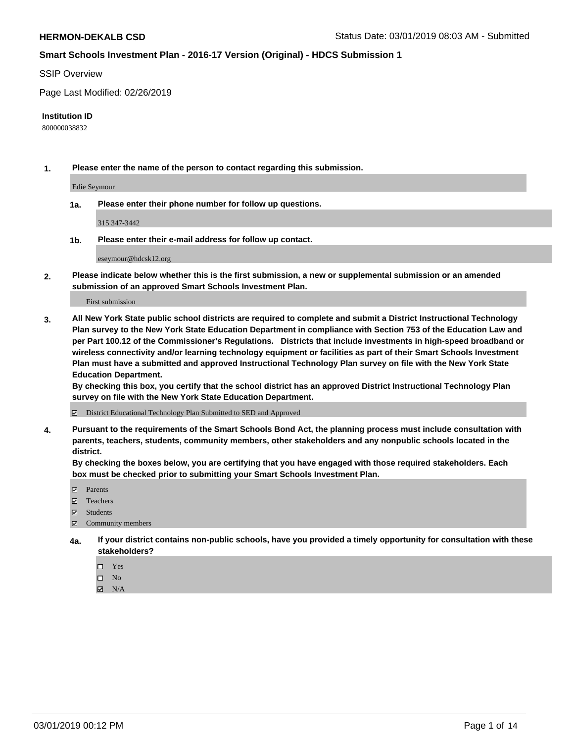**HERMON-DEKALB CSD** Status Date: 03/01/2019 08:03 AM - Submitted

**Smart Schools Investment Plan - 2016-17 Version (Original) - HDCS Submission 1**

SSIP Overview

Page Last Modified: 02/26/2019

**Institution ID**

800000038832

**1. Please enter the name of the person to contact regarding this submission.**

Edie Seymour

**1a. Please enter their phone number for follow up questions.**

315 347-3442

**1b. Please enter their e-mail address for follow up contact.**

eseymour@hdcsk12.org

**2. Please indicate below whether this is the first submission, a new or supplemental submission or an amended submission of an approved Smart Schools Investment Plan.**

First submission

**3. All New York State public school districts are required to complete and submit a District Instructional Technology Plan survey to the New York State Education Department in compliance with Section 753 of the Education Law and per Part 100.12 of the Commissioner's Regulations. Districts that include investments in high-speed broadband or wireless connectivity and/or learning technology equipment or facilities as part of their Smart Schools Investment Plan must have a submitted and approved Instructional Technology Plan survey on file with the New York State Education Department.**
**By checking this box, you certify that the school district has an approved District Instructional Technology Plan survey on file with the New York State Education Department.**

☑ District Educational Technology Plan Submitted to SED and Approved

**4. Pursuant to the requirements of the Smart Schools Bond Act, the planning process must include consultation with parents, teachers, students, community members, other stakeholders and any nonpublic schools located in the district.**
**By checking the boxes below, you are certifying that you have engaged with those required stakeholders. Each box must be checked prior to submitting your Smart Schools Investment Plan.**

☑ Parents
☑ Teachers
☑ Students
☑ Community members

**4a. If your district contains non-public schools, have you provided a timely opportunity for consultation with these stakeholders?**

☐ Yes
☐ No
☑ N/A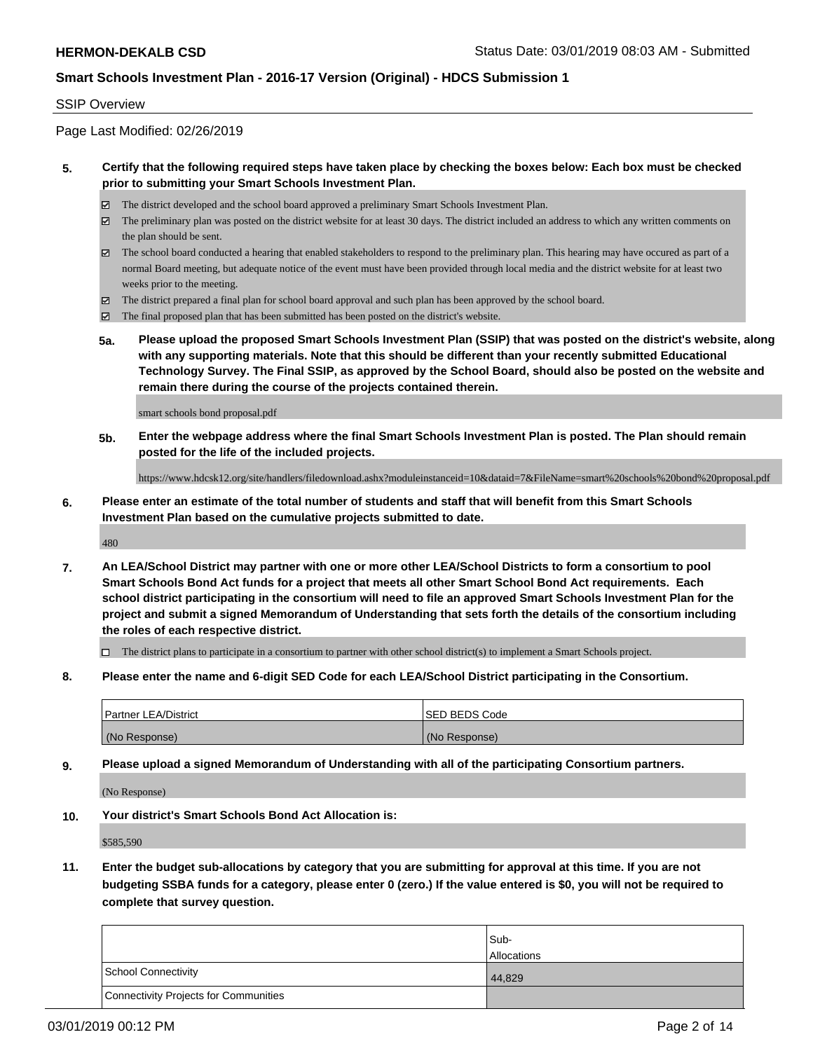**HERMON-DEKALB CSD** Status Date: 03/01/2019 08:03 AM - Submitted

**Smart Schools Investment Plan - 2016-17 Version (Original) - HDCS Submission 1**

SSIP Overview

Page Last Modified: 02/26/2019

**5. Certify that the following required steps have taken place by checking the boxes below: Each box must be checked prior to submitting your Smart Schools Investment Plan.**

- ☑ The district developed and the school board approved a preliminary Smart Schools Investment Plan.
- ☑ The preliminary plan was posted on the district website for at least 30 days. The district included an address to which any written comments on the plan should be sent.
- ☑ The school board conducted a hearing that enabled stakeholders to respond to the preliminary plan. This hearing may have occured as part of a normal Board meeting, but adequate notice of the event must have been provided through local media and the district website for at least two weeks prior to the meeting.
- ☑ The district prepared a final plan for school board approval and such plan has been approved by the school board.
- ☑ The final proposed plan that has been submitted has been posted on the district's website.

**5a. Please upload the proposed Smart Schools Investment Plan (SSIP) that was posted on the district's website, along with any supporting materials. Note that this should be different than your recently submitted Educational Technology Survey. The Final SSIP, as approved by the School Board, should also be posted on the website and remain there during the course of the projects contained therein.**

smart schools bond proposal.pdf

**5b. Enter the webpage address where the final Smart Schools Investment Plan is posted. The Plan should remain posted for the life of the included projects.**

https://www.hdcsk12.org/site/handlers/filedownload.ashx?moduleinstanceid=10&dataid=7&FileName=smart%20schools%20bond%20proposal.pdf

**6. Please enter an estimate of the total number of students and staff that will benefit from this Smart Schools Investment Plan based on the cumulative projects submitted to date.**

480

**7. An LEA/School District may partner with one or more other LEA/School Districts to form a consortium to pool Smart Schools Bond Act funds for a project that meets all other Smart School Bond Act requirements. Each school district participating in the consortium will need to file an approved Smart Schools Investment Plan for the project and submit a signed Memorandum of Understanding that sets forth the details of the consortium including the roles of each respective district.**

- ☐ The district plans to participate in a consortium to partner with other school district(s) to implement a Smart Schools project.

**8. Please enter the name and 6-digit SED Code for each LEA/School District participating in the Consortium.**

| Partner LEA/District | SED BEDS Code |
|---|---|
| (No Response) | (No Response) |

**9. Please upload a signed Memorandum of Understanding with all of the participating Consortium partners.**

(No Response)

**10. Your district's Smart Schools Bond Act Allocation is:**

$585,590

**11. Enter the budget sub-allocations by category that you are submitting for approval at this time. If you are not budgeting SSBA funds for a category, please enter 0 (zero.) If the value entered is $0, you will not be required to complete that survey question.**

| | Sub-Allocations |
|---|---|
| School Connectivity | 44,829 |
| Connectivity Projects for Communities | |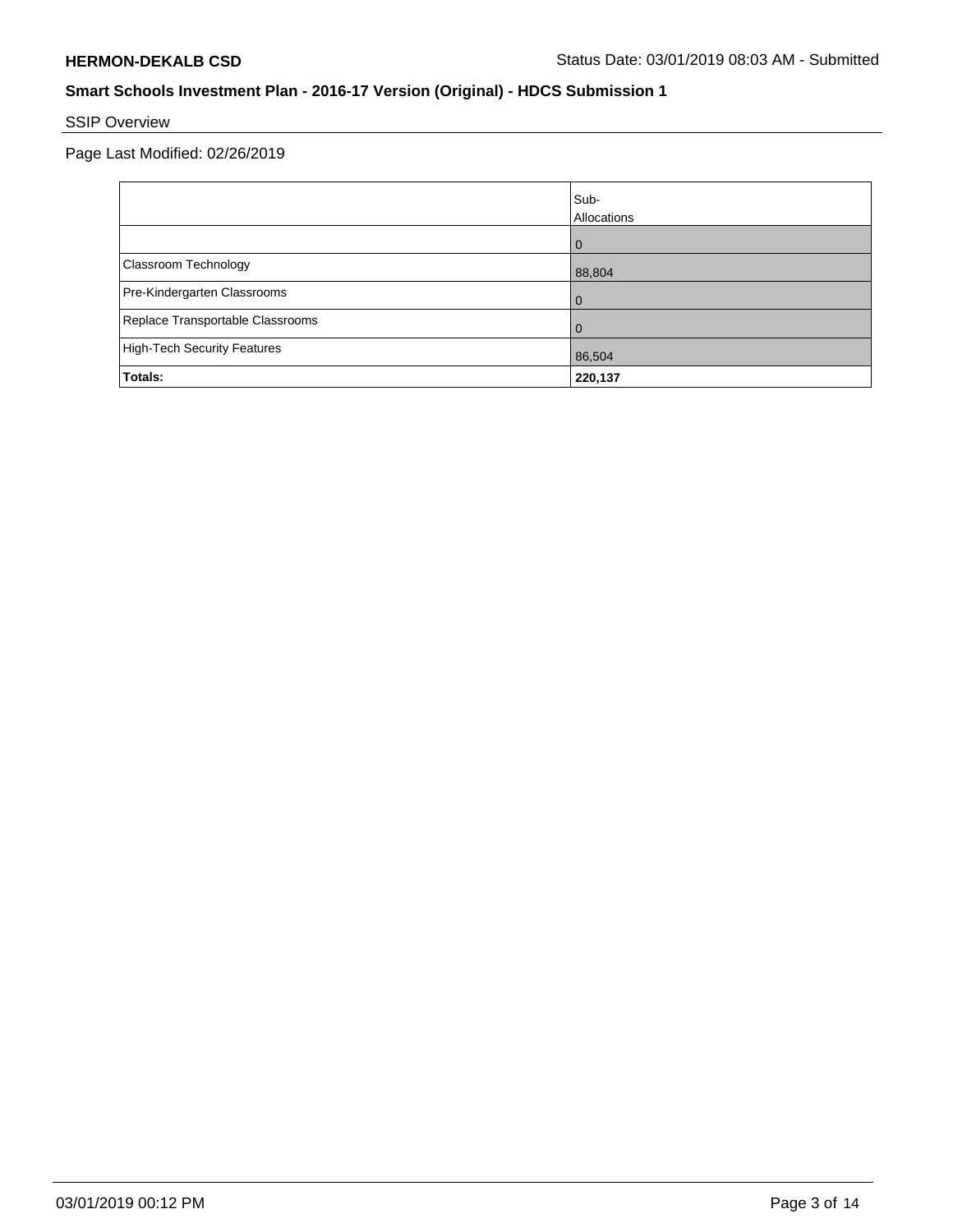**HERMON-DEKALB CSD** Status Date: 03/01/2019 08:03 AM - Submitted

**Smart Schools Investment Plan - 2016-17 Version (Original) - HDCS Submission 1**

SSIP Overview

Page Last Modified: 02/26/2019

| | Sub-Allocations |
|---|---|
| | 0 |
| Classroom Technology | 88,804 |
| Pre-Kindergarten Classrooms | 0 |
| Replace Transportable Classrooms | 0 |
| High-Tech Security Features | 86,504 |
| **Totals:** | **220,137** |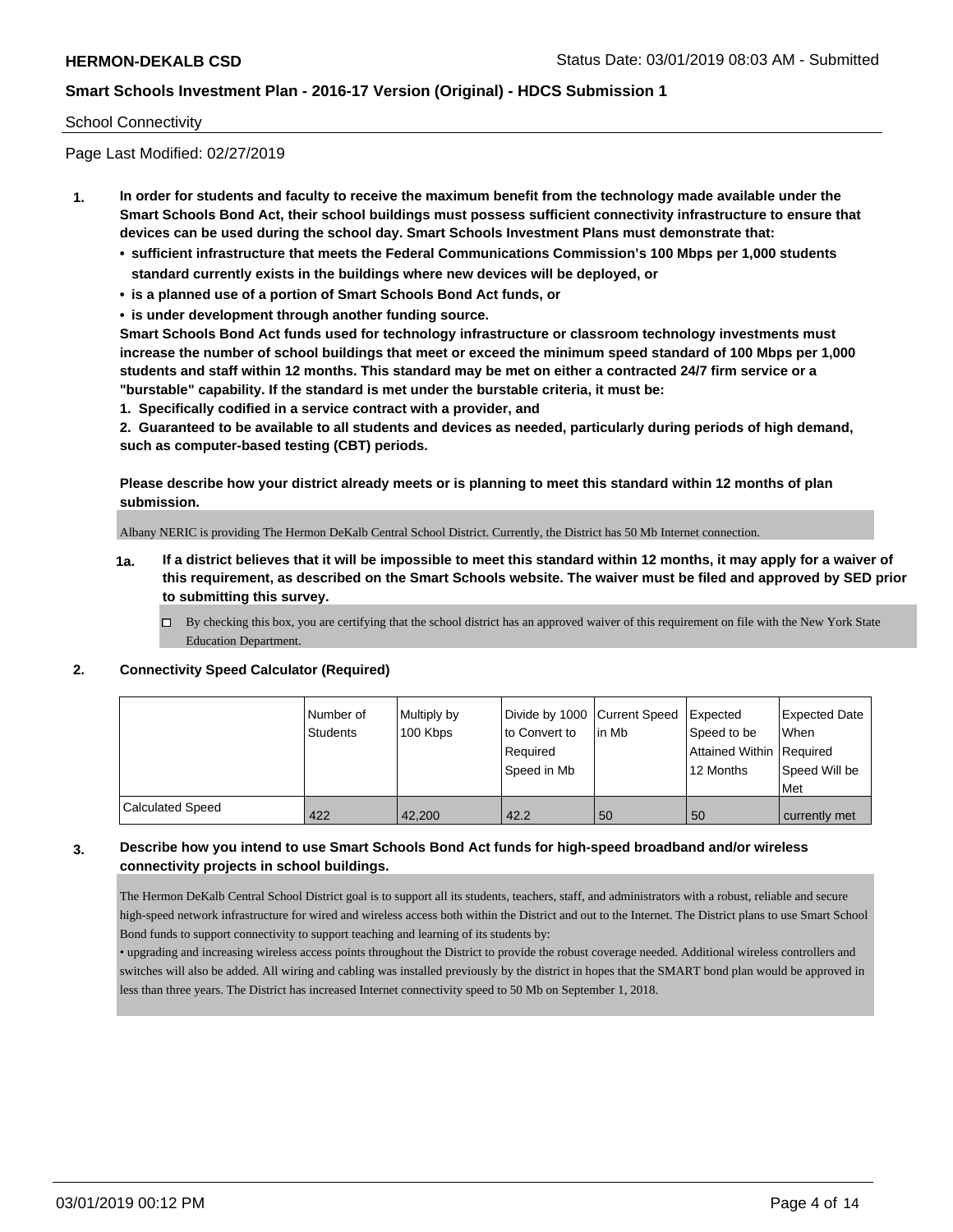School Connectivity

Page Last Modified: 02/27/2019

**1. In order for students and faculty to receive the maximum benefit from the technology made available under the Smart Schools Bond Act, their school buildings must possess sufficient connectivity infrastructure to ensure that devices can be used during the school day. Smart Schools Investment Plans must demonstrate that:**

- **sufficient infrastructure that meets the Federal Communications Commission's 100 Mbps per 1,000 students standard currently exists in the buildings where new devices will be deployed, or**
- **is a planned use of a portion of Smart Schools Bond Act funds, or**
- **is under development through another funding source.**

**Smart Schools Bond Act funds used for technology infrastructure or classroom technology investments must increase the number of school buildings that meet or exceed the minimum speed standard of 100 Mbps per 1,000 students and staff within 12 months. This standard may be met on either a contracted 24/7 firm service or a "burstable" capability. If the standard is met under the burstable criteria, it must be:**

**1. Specifically codified in a service contract with a provider, and**

**2. Guaranteed to be available to all students and devices as needed, particularly during periods of high demand, such as computer-based testing (CBT) periods.**

**Please describe how your district already meets or is planning to meet this standard within 12 months of plan submission.**

Albany NERIC is providing The Hermon DeKalb Central School District. Currently, the District has 50 Mb Internet connection.

**1a. If a district believes that it will be impossible to meet this standard within 12 months, it may apply for a waiver of this requirement, as described on the Smart Schools website. The waiver must be filed and approved by SED prior to submitting this survey.**

☐ By checking this box, you are certifying that the school district has an approved waiver of this requirement on file with the New York State Education Department.

**2. Connectivity Speed Calculator (Required)**

| | Number of Students | Multiply by 100 Kbps | Divide by 1000 to Convert to Required Speed in Mb | Current Speed in Mb | Expected Speed to be Attained Within 12 Months | Expected Date When Required Speed Will be Met |
|---|---|---|---|---|---|---|
| Calculated Speed | 422 | 42,200 | 42.2 | 50 | 50 | currently met |

**3. Describe how you intend to use Smart Schools Bond Act funds for high-speed broadband and/or wireless connectivity projects in school buildings.**

The Hermon DeKalb Central School District goal is to support all its students, teachers, staff, and administrators with a robust, reliable and secure high-speed network infrastructure for wired and wireless access both within the District and out to the Internet. The District plans to use Smart School Bond funds to support connectivity to support teaching and learning of its students by:

• upgrading and increasing wireless access points throughout the District to provide the robust coverage needed. Additional wireless controllers and switches will also be added. All wiring and cabling was installed previously by the district in hopes that the SMART bond plan would be approved in less than three years. The District has increased Internet connectivity speed to 50 Mb on September 1, 2018.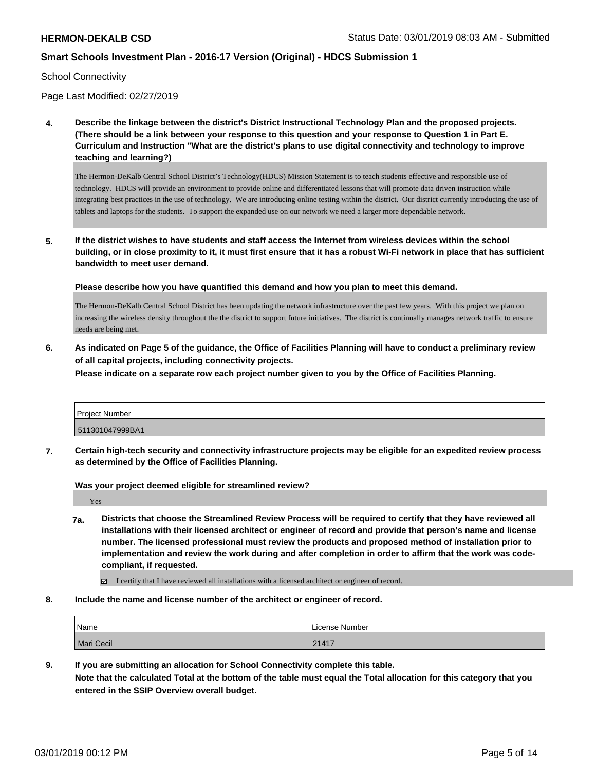School Connectivity

Page Last Modified: 02/27/2019

**4. Describe the linkage between the district's District Instructional Technology Plan and the proposed projects. (There should be a link between your response to this question and your response to Question 1 in Part E. Curriculum and Instruction "What are the district's plans to use digital connectivity and technology to improve teaching and learning?)**

The Hermon-DeKalb Central School District's Technology(HDCS) Mission Statement is to teach students effective and responsible use of technology. HDCS will provide an environment to provide online and differentiated lessons that will promote data driven instruction while integrating best practices in the use of technology. We are introducing online testing within the district. Our district currently introducing the use of tablets and laptops for the students. To support the expanded use on our network we need a larger more dependable network.

**5. If the district wishes to have students and staff access the Internet from wireless devices within the school building, or in close proximity to it, it must first ensure that it has a robust Wi-Fi network in place that has sufficient bandwidth to meet user demand.**

**Please describe how you have quantified this demand and how you plan to meet this demand.**

The Hermon-DeKalb Central School District has been updating the network infrastructure over the past few years. With this project we plan on increasing the wireless density throughout the the district to support future initiatives. The district is continually manages network traffic to ensure needs are being met.

**6. As indicated on Page 5 of the guidance, the Office of Facilities Planning will have to conduct a preliminary review of all capital projects, including connectivity projects.**
**Please indicate on a separate row each project number given to you by the Office of Facilities Planning.**

| Project Number |
|---|
| 511301047999BA1 |

**7. Certain high-tech security and connectivity infrastructure projects may be eligible for an expedited review process as determined by the Office of Facilities Planning.**

**Was your project deemed eligible for streamlined review?**

Yes

**7a. Districts that choose the Streamlined Review Process will be required to certify that they have reviewed all installations with their licensed architect or engineer of record and provide that person's name and license number. The licensed professional must review the products and proposed method of installation prior to implementation and review the work during and after completion in order to affirm that the work was code-compliant, if requested.**

☑ I certify that I have reviewed all installations with a licensed architect or engineer of record.

**8. Include the name and license number of the architect or engineer of record.**

| Name | License Number |
|---|---|
| Mari Cecil | 21417 |

**9. If you are submitting an allocation for School Connectivity complete this table.**
**Note that the calculated Total at the bottom of the table must equal the Total allocation for this category that you entered in the SSIP Overview overall budget.**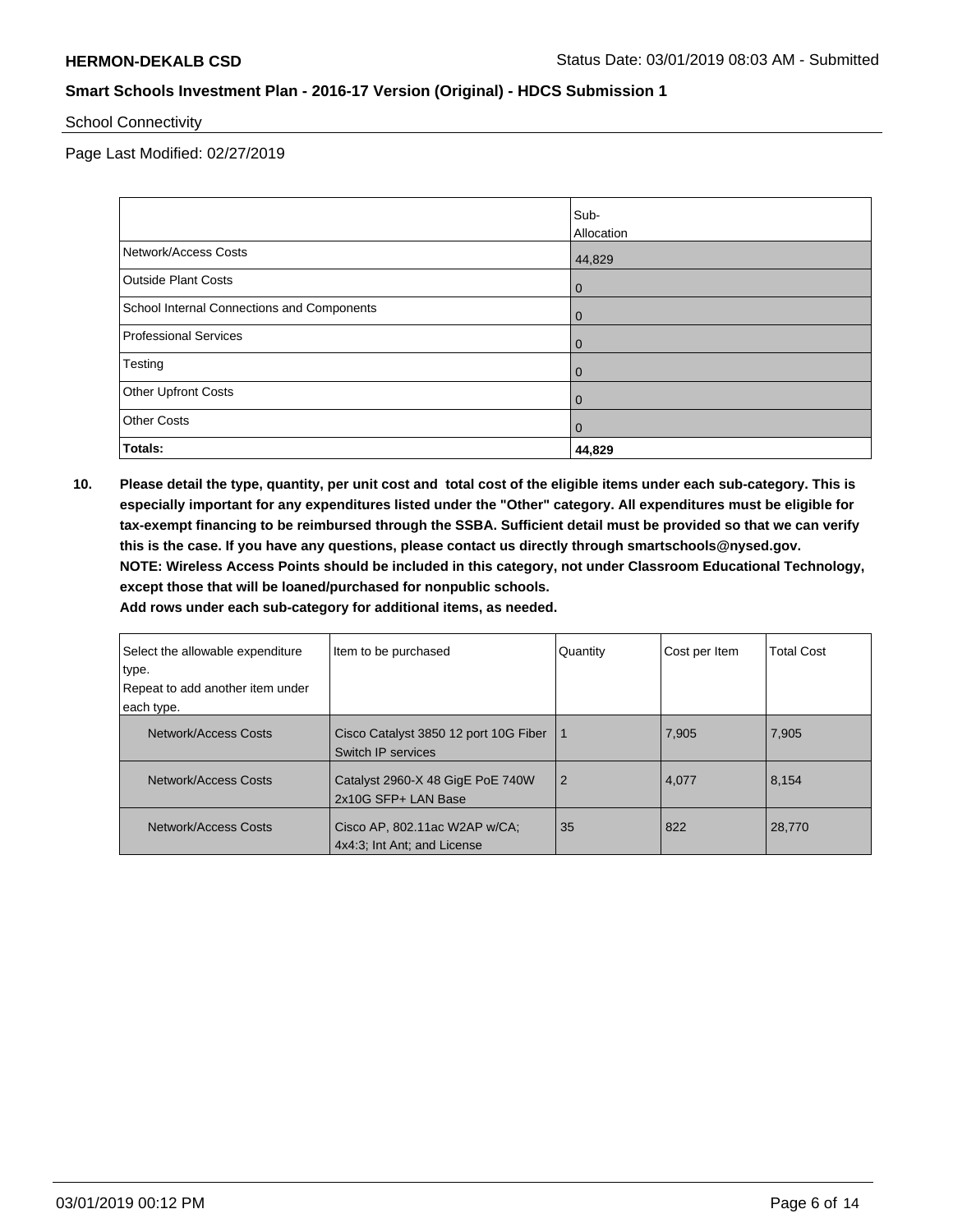School Connectivity

Page Last Modified: 02/27/2019

| | Sub-Allocation |
|---|---|
| Network/Access Costs | 44,829 |
| Outside Plant Costs | 0 |
| School Internal Connections and Components | 0 |
| Professional Services | 0 |
| Testing | 0 |
| Other Upfront Costs | 0 |
| Other Costs | 0 |
| **Totals:** | **44,829** |

**10. Please detail the type, quantity, per unit cost and total cost of the eligible items under each sub-category. This is especially important for any expenditures listed under the "Other" category. All expenditures must be eligible for tax-exempt financing to be reimbursed through the SSBA. Sufficient detail must be provided so that we can verify this is the case. If you have any questions, please contact us directly through smartschools@nysed.gov.**
**NOTE: Wireless Access Points should be included in this category, not under Classroom Educational Technology, except those that will be loaned/purchased for nonpublic schools.**
**Add rows under each sub-category for additional items, as needed.**

| Select the allowable expenditure type. Repeat to add another item under each type. | Item to be purchased | Quantity | Cost per Item | Total Cost |
|---|---|---|---|---|
| Network/Access Costs | Cisco Catalyst 3850 12 port 10G Fiber Switch IP services | 1 | 7,905 | 7,905 |
| Network/Access Costs | Catalyst 2960-X 48 GigE PoE 740W 2x10G SFP+ LAN Base | 2 | 4,077 | 8,154 |
| Network/Access Costs | Cisco AP, 802.11ac W2AP w/CA; 4x4:3; Int Ant; and License | 35 | 822 | 28,770 |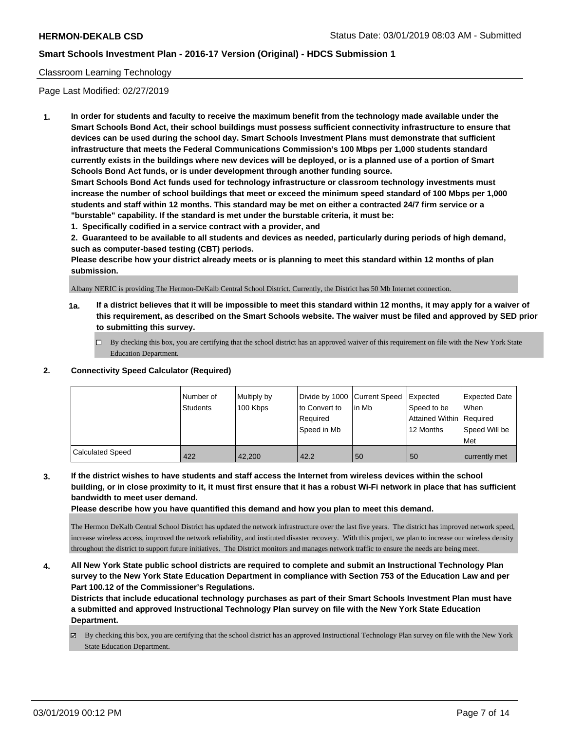## Classroom Learning Technology

Page Last Modified: 02/27/2019

**1. In order for students and faculty to receive the maximum benefit from the technology made available under the Smart Schools Bond Act, their school buildings must possess sufficient connectivity infrastructure to ensure that devices can be used during the school day. Smart Schools Investment Plans must demonstrate that sufficient infrastructure that meets the Federal Communications Commission's 100 Mbps per 1,000 students standard currently exists in the buildings where new devices will be deployed, or is a planned use of a portion of Smart Schools Bond Act funds, or is under development through another funding source.**

**Smart Schools Bond Act funds used for technology infrastructure or classroom technology investments must increase the number of school buildings that meet or exceed the minimum speed standard of 100 Mbps per 1,000 students and staff within 12 months. This standard may be met on either a contracted 24/7 firm service or a "burstable" capability. If the standard is met under the burstable criteria, it must be:**

**1. Specifically codified in a service contract with a provider, and**

**2. Guaranteed to be available to all students and devices as needed, particularly during periods of high demand, such as computer-based testing (CBT) periods.**

**Please describe how your district already meets or is planning to meet this standard within 12 months of plan submission.**

Albany NERIC is providing The Hermon-DeKalb Central School District. Currently, the District has 50 Mb Internet connection.

**1a. If a district believes that it will be impossible to meet this standard within 12 months, it may apply for a waiver of this requirement, as described on the Smart Schools website. The waiver must be filed and approved by SED prior to submitting this survey.**

☐ By checking this box, you are certifying that the school district has an approved waiver of this requirement on file with the New York State Education Department.

**2. Connectivity Speed Calculator (Required)**

| | Number of Students | Multiply by 100 Kbps | Divide by 1000 to Convert to Required Speed in Mb | Current Speed in Mb | Expected Speed to be Attained Within 12 Months | Expected Date When Required Speed Will be Met |
|---|---|---|---|---|---|---|
| Calculated Speed | 422 | 42,200 | 42.2 | 50 | 50 | currently met |

**3. If the district wishes to have students and staff access the Internet from wireless devices within the school building, or in close proximity to it, it must first ensure that it has a robust Wi-Fi network in place that has sufficient bandwidth to meet user demand.**

**Please describe how you have quantified this demand and how you plan to meet this demand.**

The Hermon DeKalb Central School District has updated the network infrastructure over the last five years. The district has improved network speed, increase wireless access, improved the network reliability, and instituted disaster recovery. With this project, we plan to increase our wireless density throughout the district to support future initiatives. The District monitors and manages network traffic to ensure the needs are being meet.

**4. All New York State public school districts are required to complete and submit an Instructional Technology Plan survey to the New York State Education Department in compliance with Section 753 of the Education Law and per Part 100.12 of the Commissioner's Regulations.**

**Districts that include educational technology purchases as part of their Smart Schools Investment Plan must have a submitted and approved Instructional Technology Plan survey on file with the New York State Education Department.**

☑ By checking this box, you are certifying that the school district has an approved Instructional Technology Plan survey on file with the New York State Education Department.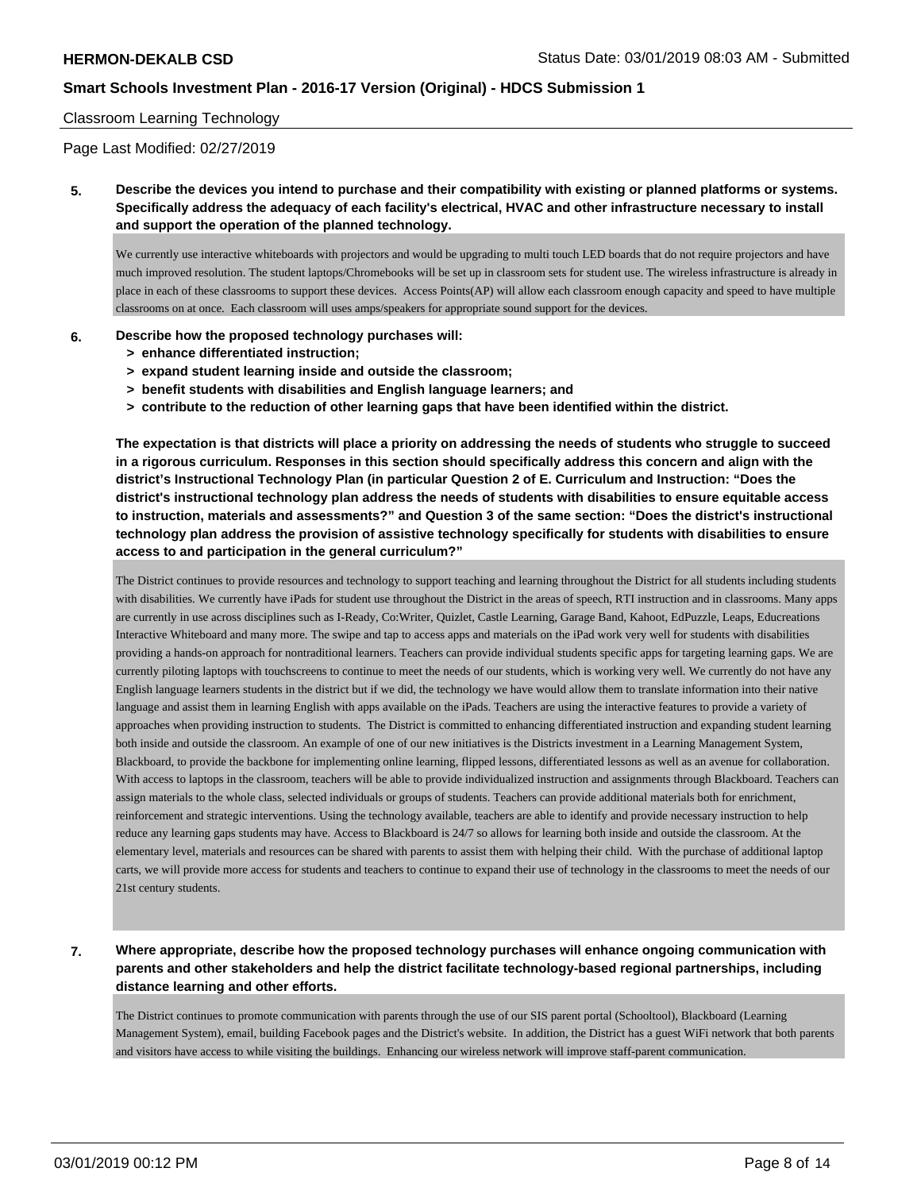Classroom Learning Technology

Page Last Modified: 02/27/2019

**5. Describe the devices you intend to purchase and their compatibility with existing or planned platforms or systems. Specifically address the adequacy of each facility's electrical, HVAC and other infrastructure necessary to install and support the operation of the planned technology.**

We currently use interactive whiteboards with projectors and would be upgrading to multi touch LED boards that do not require projectors and have much improved resolution. The student laptops/Chromebooks will be set up in classroom sets for student use. The wireless infrastructure is already in place in each of these classrooms to support these devices. Access Points(AP) will allow each classroom enough capacity and speed to have multiple classrooms on at once. Each classroom will uses amps/speakers for appropriate sound support for the devices.

**6. Describe how the proposed technology purchases will:**

- **> enhance differentiated instruction;**
- **> expand student learning inside and outside the classroom;**
- **> benefit students with disabilities and English language learners; and**
- **> contribute to the reduction of other learning gaps that have been identified within the district.**

**The expectation is that districts will place a priority on addressing the needs of students who struggle to succeed in a rigorous curriculum. Responses in this section should specifically address this concern and align with the district's Instructional Technology Plan (in particular Question 2 of E. Curriculum and Instruction: "Does the district's instructional technology plan address the needs of students with disabilities to ensure equitable access to instruction, materials and assessments?" and Question 3 of the same section: "Does the district's instructional technology plan address the provision of assistive technology specifically for students with disabilities to ensure access to and participation in the general curriculum?"**

The District continues to provide resources and technology to support teaching and learning throughout the District for all students including students with disabilities. We currently have iPads for student use throughout the District in the areas of speech, RTI instruction and in classrooms. Many apps are currently in use across disciplines such as I-Ready, Co:Writer, Quizlet, Castle Learning, Garage Band, Kahoot, EdPuzzle, Leaps, Educreations Interactive Whiteboard and many more. The swipe and tap to access apps and materials on the iPad work very well for students with disabilities providing a hands-on approach for nontraditional learners. Teachers can provide individual students specific apps for targeting learning gaps. We are currently piloting laptops with touchscreens to continue to meet the needs of our students, which is working very well. We currently do not have any English language learners students in the district but if we did, the technology we have would allow them to translate information into their native language and assist them in learning English with apps available on the iPads. Teachers are using the interactive features to provide a variety of approaches when providing instruction to students. The District is committed to enhancing differentiated instruction and expanding student learning both inside and outside the classroom. An example of one of our new initiatives is the Districts investment in a Learning Management System, Blackboard, to provide the backbone for implementing online learning, flipped lessons, differentiated lessons as well as an avenue for collaboration. With access to laptops in the classroom, teachers will be able to provide individualized instruction and assignments through Blackboard. Teachers can assign materials to the whole class, selected individuals or groups of students. Teachers can provide additional materials both for enrichment, reinforcement and strategic interventions. Using the technology available, teachers are able to identify and provide necessary instruction to help reduce any learning gaps students may have. Access to Blackboard is 24/7 so allows for learning both inside and outside the classroom. At the elementary level, materials and resources can be shared with parents to assist them with helping their child. With the purchase of additional laptop carts, we will provide more access for students and teachers to continue to expand their use of technology in the classrooms to meet the needs of our 21st century students.

**7. Where appropriate, describe how the proposed technology purchases will enhance ongoing communication with parents and other stakeholders and help the district facilitate technology-based regional partnerships, including distance learning and other efforts.**

The District continues to promote communication with parents through the use of our SIS parent portal (Schooltool), Blackboard (Learning Management System), email, building Facebook pages and the District's website. In addition, the District has a guest WiFi network that both parents and visitors have access to while visiting the buildings. Enhancing our wireless network will improve staff-parent communication.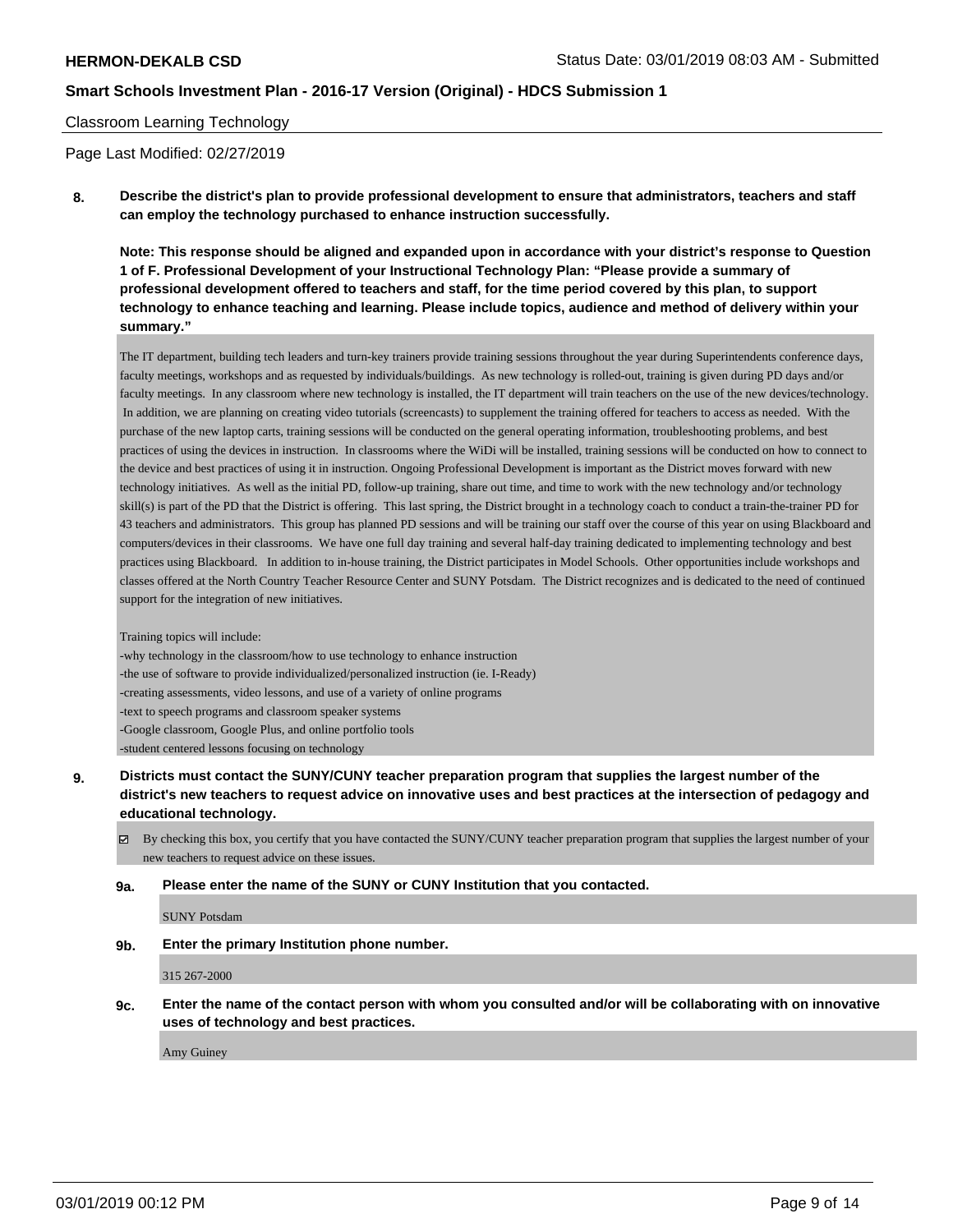Classroom Learning Technology

Page Last Modified: 02/27/2019

**8. Describe the district's plan to provide professional development to ensure that administrators, teachers and staff can employ the technology purchased to enhance instruction successfully.**

**Note: This response should be aligned and expanded upon in accordance with your district's response to Question 1 of F. Professional Development of your Instructional Technology Plan: "Please provide a summary of professional development offered to teachers and staff, for the time period covered by this plan, to support technology to enhance teaching and learning. Please include topics, audience and method of delivery within your summary."**

The IT department, building tech leaders and turn-key trainers provide training sessions throughout the year during Superintendents conference days, faculty meetings, workshops and as requested by individuals/buildings. As new technology is rolled-out, training is given during PD days and/or faculty meetings. In any classroom where new technology is installed, the IT department will train teachers on the use of the new devices/technology. In addition, we are planning on creating video tutorials (screencasts) to supplement the training offered for teachers to access as needed. With the purchase of the new laptop carts, training sessions will be conducted on the general operating information, troubleshooting problems, and best practices of using the devices in instruction. In classrooms where the WiDi will be installed, training sessions will be conducted on how to connect to the device and best practices of using it in instruction. Ongoing Professional Development is important as the District moves forward with new technology initiatives. As well as the initial PD, follow-up training, share out time, and time to work with the new technology and/or technology skill(s) is part of the PD that the District is offering. This last spring, the District brought in a technology coach to conduct a train-the-trainer PD for 43 teachers and administrators. This group has planned PD sessions and will be training our staff over the course of this year on using Blackboard and computers/devices in their classrooms. We have one full day training and several half-day training dedicated to implementing technology and best practices using Blackboard. In addition to in-house training, the District participates in Model Schools. Other opportunities include workshops and classes offered at the North Country Teacher Resource Center and SUNY Potsdam. The District recognizes and is dedicated to the need of continued support for the integration of new initiatives.

Training topics will include:
-why technology in the classroom/how to use technology to enhance instruction
-the use of software to provide individualized/personalized instruction (ie. I-Ready)
-creating assessments, video lessons, and use of a variety of online programs
-text to speech programs and classroom speaker systems
-Google classroom, Google Plus, and online portfolio tools
-student centered lessons focusing on technology

**9. Districts must contact the SUNY/CUNY teacher preparation program that supplies the largest number of the district's new teachers to request advice on innovative uses and best practices at the intersection of pedagogy and educational technology.**

☑ By checking this box, you certify that you have contacted the SUNY/CUNY teacher preparation program that supplies the largest number of your new teachers to request advice on these issues.

**9a. Please enter the name of the SUNY or CUNY Institution that you contacted.**

SUNY Potsdam

**9b. Enter the primary Institution phone number.**

315 267-2000

**9c. Enter the name of the contact person with whom you consulted and/or will be collaborating with on innovative uses of technology and best practices.**

Amy Guiney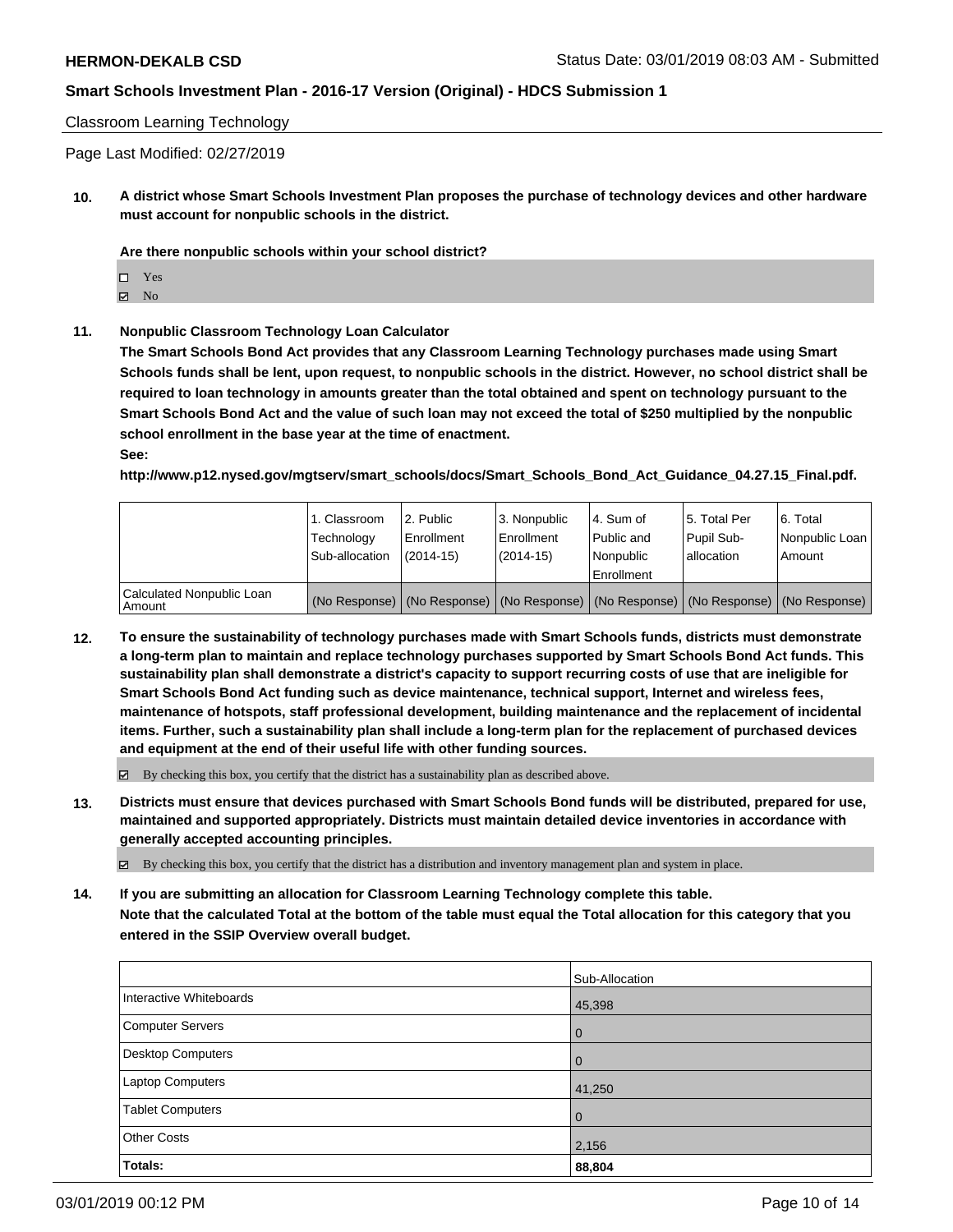Classroom Learning Technology

Page Last Modified: 02/27/2019

**10. A district whose Smart Schools Investment Plan proposes the purchase of technology devices and other hardware must account for nonpublic schools in the district.**

**Are there nonpublic schools within your school district?**

- ☐ Yes
- ☑ No

**11. Nonpublic Classroom Technology Loan Calculator**

**The Smart Schools Bond Act provides that any Classroom Learning Technology purchases made using Smart Schools funds shall be lent, upon request, to nonpublic schools in the district. However, no school district shall be required to loan technology in amounts greater than the total obtained and spent on technology pursuant to the Smart Schools Bond Act and the value of such loan may not exceed the total of $250 multiplied by the nonpublic school enrollment in the base year at the time of enactment.**

**See:**

**http://www.p12.nysed.gov/mgtserv/smart_schools/docs/Smart_Schools_Bond_Act_Guidance_04.27.15_Final.pdf.**

| | 1. Classroom Technology Sub-allocation | 2. Public Enrollment (2014-15) | 3. Nonpublic Enrollment (2014-15) | 4. Sum of Public and Nonpublic Enrollment | 5. Total Per Pupil Sub-allocation | 6. Total Nonpublic Loan Amount |
|---|---|---|---|---|---|---|
| Calculated Nonpublic Loan Amount | (No Response) | (No Response) | (No Response) | (No Response) | (No Response) | (No Response) |

**12. To ensure the sustainability of technology purchases made with Smart Schools funds, districts must demonstrate a long-term plan to maintain and replace technology purchases supported by Smart Schools Bond Act funds. This sustainability plan shall demonstrate a district's capacity to support recurring costs of use that are ineligible for Smart Schools Bond Act funding such as device maintenance, technical support, Internet and wireless fees, maintenance of hotspots, staff professional development, building maintenance and the replacement of incidental items. Further, such a sustainability plan shall include a long-term plan for the replacement of purchased devices and equipment at the end of their useful life with other funding sources.**

☑ By checking this box, you certify that the district has a sustainability plan as described above.

**13. Districts must ensure that devices purchased with Smart Schools Bond funds will be distributed, prepared for use, maintained and supported appropriately. Districts must maintain detailed device inventories in accordance with generally accepted accounting principles.**

☑ By checking this box, you certify that the district has a distribution and inventory management plan and system in place.

**14. If you are submitting an allocation for Classroom Learning Technology complete this table. Note that the calculated Total at the bottom of the table must equal the Total allocation for this category that you entered in the SSIP Overview overall budget.**

| | Sub-Allocation |
|---|---|
| Interactive Whiteboards | 45,398 |
| Computer Servers | 0 |
| Desktop Computers | 0 |
| Laptop Computers | 41,250 |
| Tablet Computers | 0 |
| Other Costs | 2,156 |
| **Totals:** | **88,804** |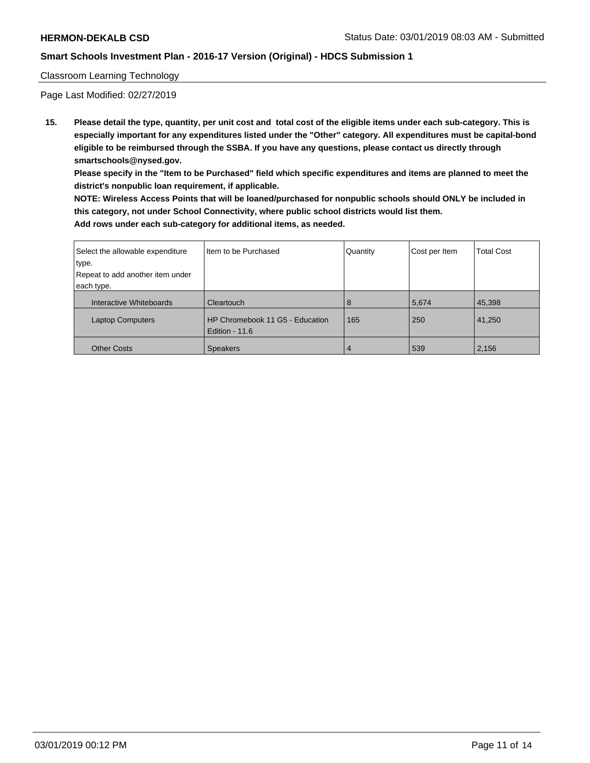Classroom Learning Technology

Page Last Modified: 02/27/2019

**15. Please detail the type, quantity, per unit cost and total cost of the eligible items under each sub-category. This is especially important for any expenditures listed under the "Other" category. All expenditures must be capital-bond eligible to be reimbursed through the SSBA. If you have any questions, please contact us directly through smartschools@nysed.gov.**

**Please specify in the "Item to be Purchased" field which specific expenditures and items are planned to meet the district's nonpublic loan requirement, if applicable.**

**NOTE: Wireless Access Points that will be loaned/purchased for nonpublic schools should ONLY be included in this category, not under School Connectivity, where public school districts would list them.**

**Add rows under each sub-category for additional items, as needed.**

| Select the allowable expenditure type. Repeat to add another item under each type. | Item to be Purchased | Quantity | Cost per Item | Total Cost |
|---|---|---|---|---|
| Interactive Whiteboards | Cleartouch | 8 | 5,674 | 45,398 |
| Laptop Computers | HP Chromebook 11 G5 - Education Edition - 11.6 | 165 | 250 | 41,250 |
| Other Costs | Speakers | 4 | 539 | 2,156 |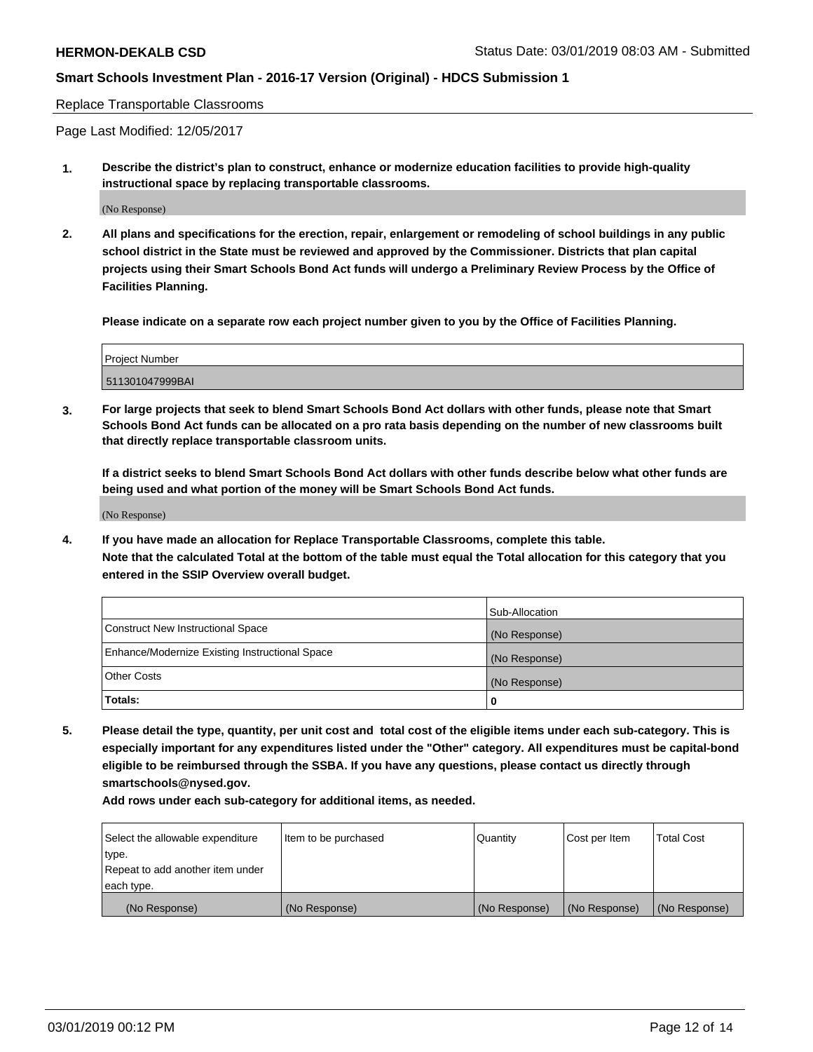Replace Transportable Classrooms

Page Last Modified: 12/05/2017

**1. Describe the district's plan to construct, enhance or modernize education facilities to provide high-quality instructional space by replacing transportable classrooms.**

(No Response)

**2. All plans and specifications for the erection, repair, enlargement or remodeling of school buildings in any public school district in the State must be reviewed and approved by the Commissioner. Districts that plan capital projects using their Smart Schools Bond Act funds will undergo a Preliminary Review Process by the Office of Facilities Planning.**

**Please indicate on a separate row each project number given to you by the Office of Facilities Planning.**

| Project Number |
| --- |
| 511301047999BAI |

**3. For large projects that seek to blend Smart Schools Bond Act dollars with other funds, please note that Smart Schools Bond Act funds can be allocated on a pro rata basis depending on the number of new classrooms built that directly replace transportable classroom units.**

**If a district seeks to blend Smart Schools Bond Act dollars with other funds describe below what other funds are being used and what portion of the money will be Smart Schools Bond Act funds.**

(No Response)

**4. If you have made an allocation for Replace Transportable Classrooms, complete this table. Note that the calculated Total at the bottom of the table must equal the Total allocation for this category that you entered in the SSIP Overview overall budget.**

| | Sub-Allocation |
| --- | --- |
| Construct New Instructional Space | (No Response) |
| Enhance/Modernize Existing Instructional Space | (No Response) |
| Other Costs | (No Response) |
| **Totals:** | **0** |

**5. Please detail the type, quantity, per unit cost and total cost of the eligible items under each sub-category. This is especially important for any expenditures listed under the "Other" category. All expenditures must be capital-bond eligible to be reimbursed through the SSBA. If you have any questions, please contact us directly through smartschools@nysed.gov.**

**Add rows under each sub-category for additional items, as needed.**

| Select the allowable expenditure type. Repeat to add another item under each type. | Item to be purchased | Quantity | Cost per Item | Total Cost |
| --- | --- | --- | --- | --- |
| (No Response) | (No Response) | (No Response) | (No Response) | (No Response) |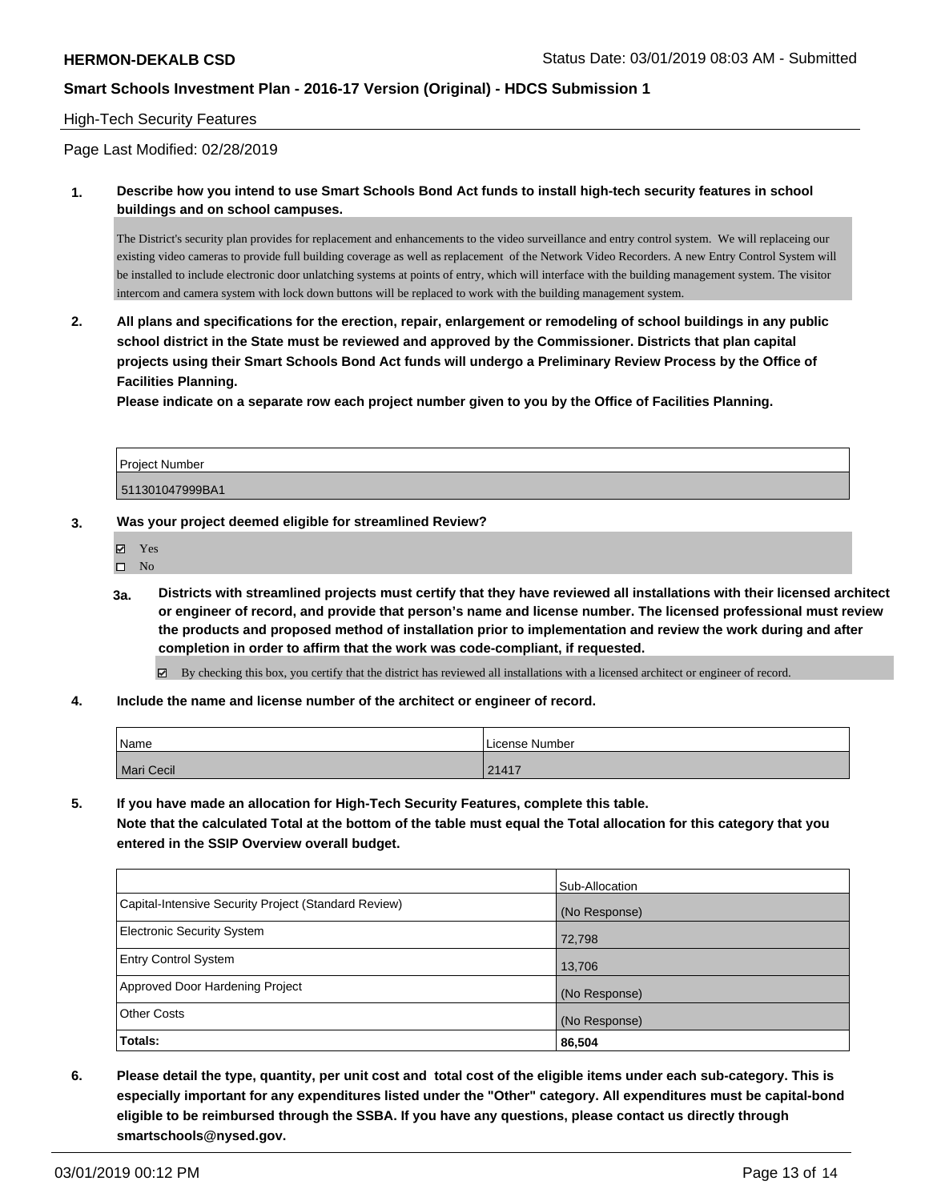**HERMON-DEKALB CSD** Status Date: 03/01/2019 08:03 AM - Submitted

**Smart Schools Investment Plan - 2016-17 Version (Original) - HDCS Submission 1**

High-Tech Security Features

Page Last Modified: 02/28/2019

**1. Describe how you intend to use Smart Schools Bond Act funds to install high-tech security features in school buildings and on school campuses.**

The District's security plan provides for replacement and enhancements to the video surveillance and entry control system. We will replaceing our existing video cameras to provide full building coverage as well as replacement of the Network Video Recorders. A new Entry Control System will be installed to include electronic door unlatching systems at points of entry, which will interface with the building management system. The visitor intercom and camera system with lock down buttons will be replaced to work with the building management system.

**2. All plans and specifications for the erection, repair, enlargement or remodeling of school buildings in any public school district in the State must be reviewed and approved by the Commissioner. Districts that plan capital projects using their Smart Schools Bond Act funds will undergo a Preliminary Review Process by the Office of Facilities Planning.**
**Please indicate on a separate row each project number given to you by the Office of Facilities Planning.**

| Project Number |
|---|
| 511301047999BA1 |

**3. Was your project deemed eligible for streamlined Review?**

- [x] Yes
- [ ] No

**3a. Districts with streamlined projects must certify that they have reviewed all installations with their licensed architect or engineer of record, and provide that person's name and license number. The licensed professional must review the products and proposed method of installation prior to implementation and review the work during and after completion in order to affirm that the work was code-compliant, if requested.**

- [x] By checking this box, you certify that the district has reviewed all installations with a licensed architect or engineer of record.

**4. Include the name and license number of the architect or engineer of record.**

| Name | License Number |
|---|---|
| Mari Cecil | 21417 |

**5. If you have made an allocation for High-Tech Security Features, complete this table.**
**Note that the calculated Total at the bottom of the table must equal the Total allocation for this category that you entered in the SSIP Overview overall budget.**

| | Sub-Allocation |
|---|---|
| Capital-Intensive Security Project (Standard Review) | (No Response) |
| Electronic Security System | 72,798 |
| Entry Control System | 13,706 |
| Approved Door Hardening Project | (No Response) |
| Other Costs | (No Response) |
| **Totals:** | **86,504** |

**6. Please detail the type, quantity, per unit cost and total cost of the eligible items under each sub-category. This is especially important for any expenditures listed under the "Other" category. All expenditures must be capital-bond eligible to be reimbursed through the SSBA. If you have any questions, please contact us directly through smartschools@nysed.gov.**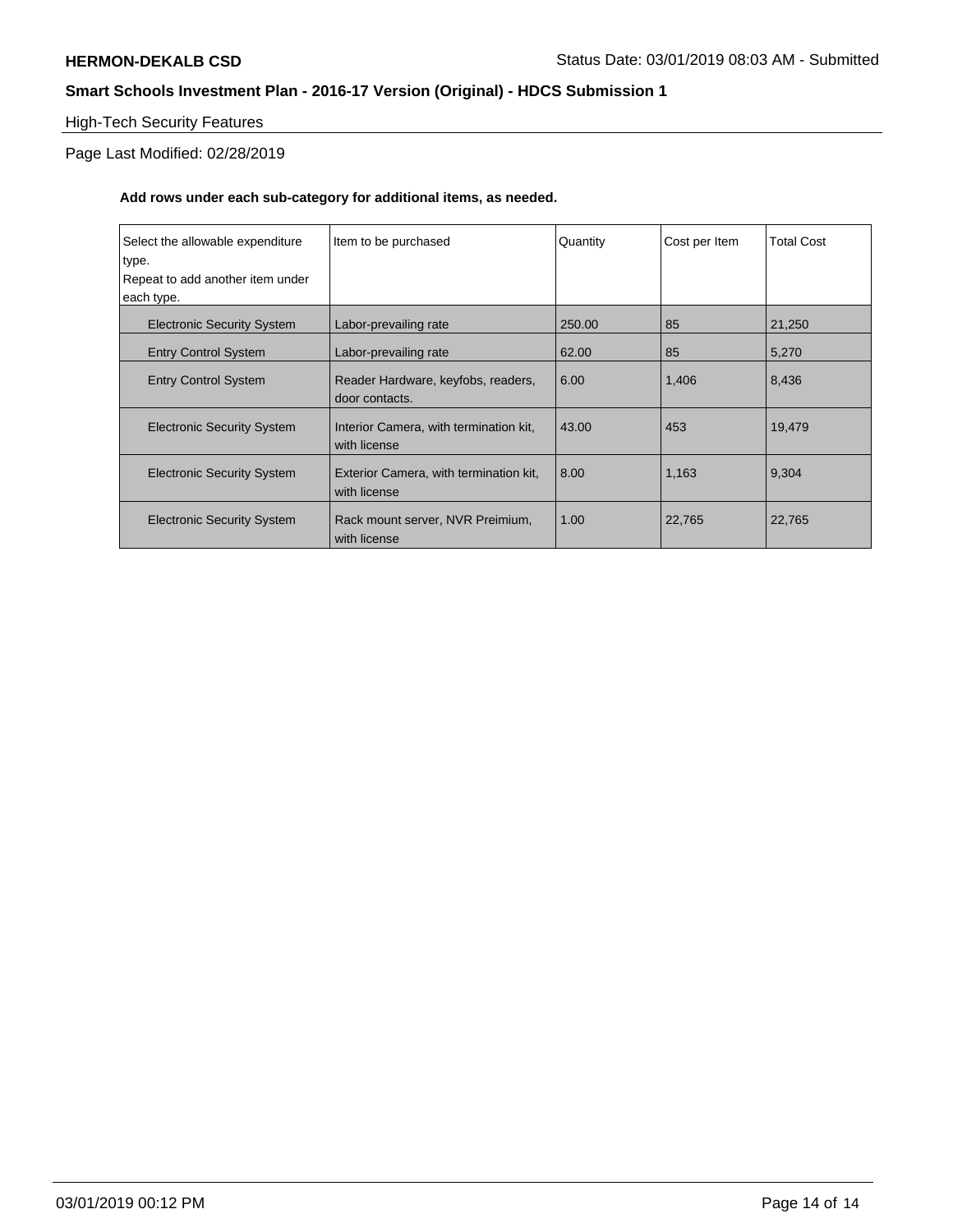## High-Tech Security Features

Page Last Modified: 02/28/2019

**Add rows under each sub-category for additional items, as needed.**

| Select the allowable expenditure type. Repeat to add another item under each type. | Item to be purchased | Quantity | Cost per Item | Total Cost |
|---|---|---|---|---|
| Electronic Security System | Labor-prevailing rate | 250.00 | 85 | 21,250 |
| Entry Control System | Labor-prevailing rate | 62.00 | 85 | 5,270 |
| Entry Control System | Reader Hardware, keyfobs, readers, door contacts. | 6.00 | 1,406 | 8,436 |
| Electronic Security System | Interior Camera, with termination kit, with license | 43.00 | 453 | 19,479 |
| Electronic Security System | Exterior Camera, with termination kit, with license | 8.00 | 1,163 | 9,304 |
| Electronic Security System | Rack mount server, NVR Preimium, with license | 1.00 | 22,765 | 22,765 |